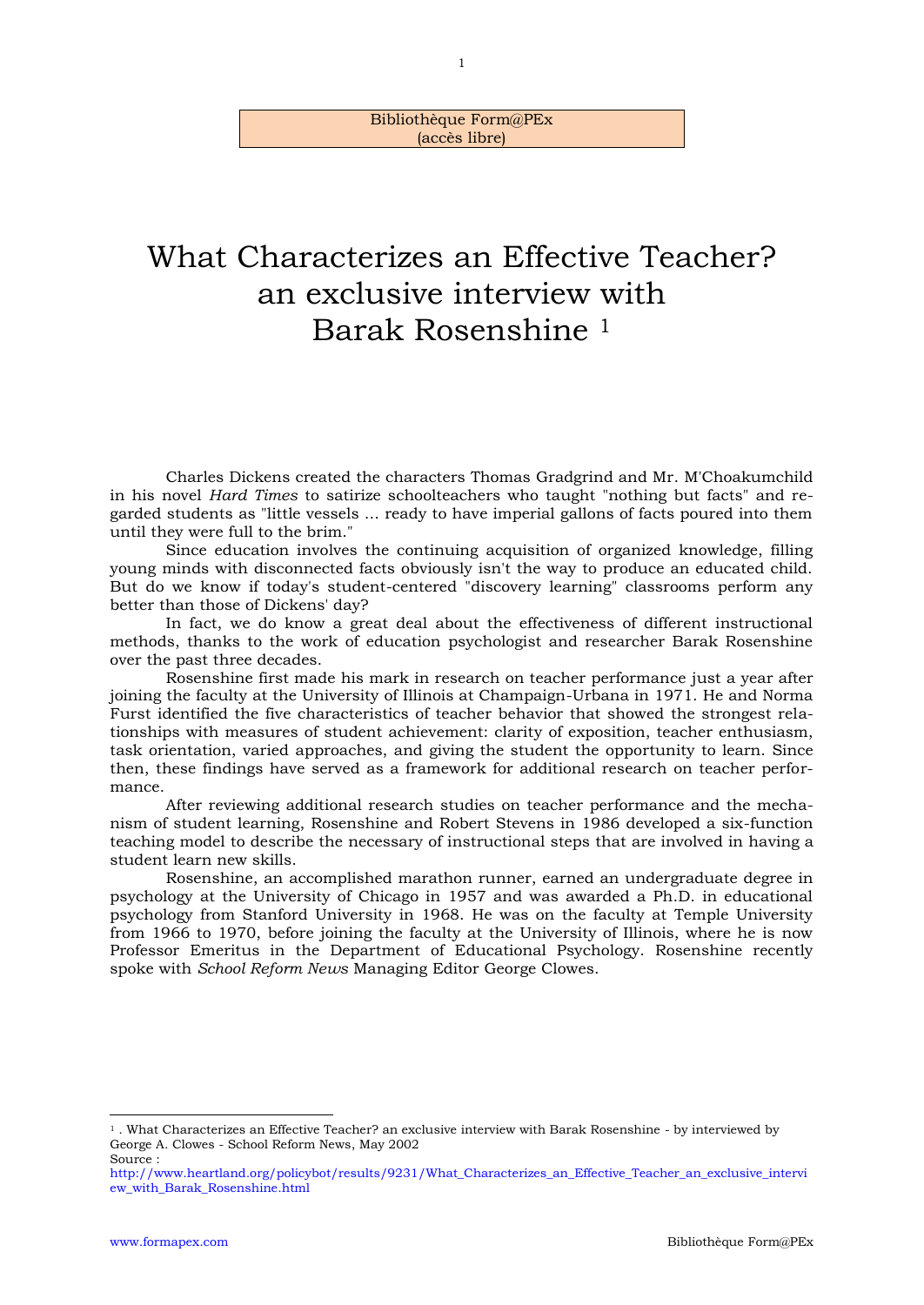Bibliothèque Form@PEx
(accès libre)

# What Characterizes an Effective Teacher? an exclusive interview with Barak Rosenshine [1]

Charles Dickens created the characters Thomas Gradgrind and Mr. M'Choakumchild in his novel *Hard Times* to satirize schoolteachers who taught "nothing but facts" and regarded students as "little vessels ... ready to have imperial gallons of facts poured into them until they were full to the brim."

Since education involves the continuing acquisition of organized knowledge, filling young minds with disconnected facts obviously isn't the way to produce an educated child. But do we know if today's student-centered "discovery learning" classrooms perform any better than those of Dickens' day?

In fact, we do know a great deal about the effectiveness of different instructional methods, thanks to the work of education psychologist and researcher Barak Rosenshine over the past three decades.

Rosenshine first made his mark in research on teacher performance just a year after joining the faculty at the University of Illinois at Champaign-Urbana in 1971. He and Norma Furst identified the five characteristics of teacher behavior that showed the strongest relationships with measures of student achievement: clarity of exposition, teacher enthusiasm, task orientation, varied approaches, and giving the student the opportunity to learn. Since then, these findings have served as a framework for additional research on teacher performance.

After reviewing additional research studies on teacher performance and the mechanism of student learning, Rosenshine and Robert Stevens in 1986 developed a six-function teaching model to describe the necessary of instructional steps that are involved in having a student learn new skills.

Rosenshine, an accomplished marathon runner, earned an undergraduate degree in psychology at the University of Chicago in 1957 and was awarded a Ph.D. in educational psychology from Stanford University in 1968. He was on the faculty at Temple University from 1966 to 1970, before joining the faculty at the University of Illinois, where he is now Professor Emeritus in the Department of Educational Psychology. Rosenshine recently spoke with *School Reform News* Managing Editor George Clowes.

---

[1] . What Characterizes an Effective Teacher? an exclusive interview with Barak Rosenshine - by interviewed by George A. Clowes - School Reform News, May 2002
Source :
http://www.heartland.org/policybot/results/9231/What_Characterizes_an_Effective_Teacher_an_exclusive_interview_with_Barak_Rosenshine.html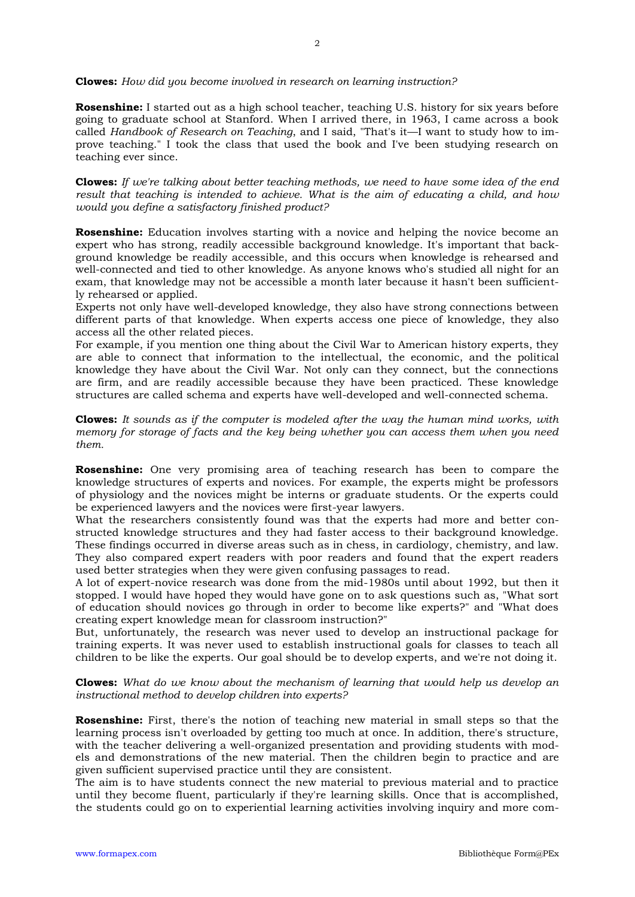**Clowes:** *How did you become involved in research on learning instruction?*

**Rosenshine:** I started out as a high school teacher, teaching U.S. history for six years before going to graduate school at Stanford. When I arrived there, in 1963, I came across a book called *Handbook of Research on Teaching*, and I said, "That's it—I want to study how to improve teaching." I took the class that used the book and I've been studying research on teaching ever since.

**Clowes:** *If we're talking about better teaching methods, we need to have some idea of the end result that teaching is intended to achieve. What is the aim of educating a child, and how would you define a satisfactory finished product?*

**Rosenshine:** Education involves starting with a novice and helping the novice become an expert who has strong, readily accessible background knowledge. It's important that background knowledge be readily accessible, and this occurs when knowledge is rehearsed and well-connected and tied to other knowledge. As anyone knows who's studied all night for an exam, that knowledge may not be accessible a month later because it hasn't been sufficiently rehearsed or applied.

Experts not only have well-developed knowledge, they also have strong connections between different parts of that knowledge. When experts access one piece of knowledge, they also access all the other related pieces.

For example, if you mention one thing about the Civil War to American history experts, they are able to connect that information to the intellectual, the economic, and the political knowledge they have about the Civil War. Not only can they connect, but the connections are firm, and are readily accessible because they have been practiced. These knowledge structures are called schema and experts have well-developed and well-connected schema.

**Clowes:** *It sounds as if the computer is modeled after the way the human mind works, with memory for storage of facts and the key being whether you can access them when you need them.*

**Rosenshine:** One very promising area of teaching research has been to compare the knowledge structures of experts and novices. For example, the experts might be professors of physiology and the novices might be interns or graduate students. Or the experts could be experienced lawyers and the novices were first-year lawyers.

What the researchers consistently found was that the experts had more and better constructed knowledge structures and they had faster access to their background knowledge. These findings occurred in diverse areas such as in chess, in cardiology, chemistry, and law. They also compared expert readers with poor readers and found that the expert readers used better strategies when they were given confusing passages to read.

A lot of expert-novice research was done from the mid-1980s until about 1992, but then it stopped. I would have hoped they would have gone on to ask questions such as, "What sort of education should novices go through in order to become like experts?" and "What does creating expert knowledge mean for classroom instruction?"

But, unfortunately, the research was never used to develop an instructional package for training experts. It was never used to establish instructional goals for classes to teach all children to be like the experts. Our goal should be to develop experts, and we're not doing it.

**Clowes:** *What do we know about the mechanism of learning that would help us develop an instructional method to develop children into experts?*

**Rosenshine:** First, there's the notion of teaching new material in small steps so that the learning process isn't overloaded by getting too much at once. In addition, there's structure, with the teacher delivering a well-organized presentation and providing students with models and demonstrations of the new material. Then the children begin to practice and are given sufficient supervised practice until they are consistent.

The aim is to have students connect the new material to previous material and to practice until they become fluent, particularly if they're learning skills. Once that is accomplished, the students could go on to experiential learning activities involving inquiry and more com-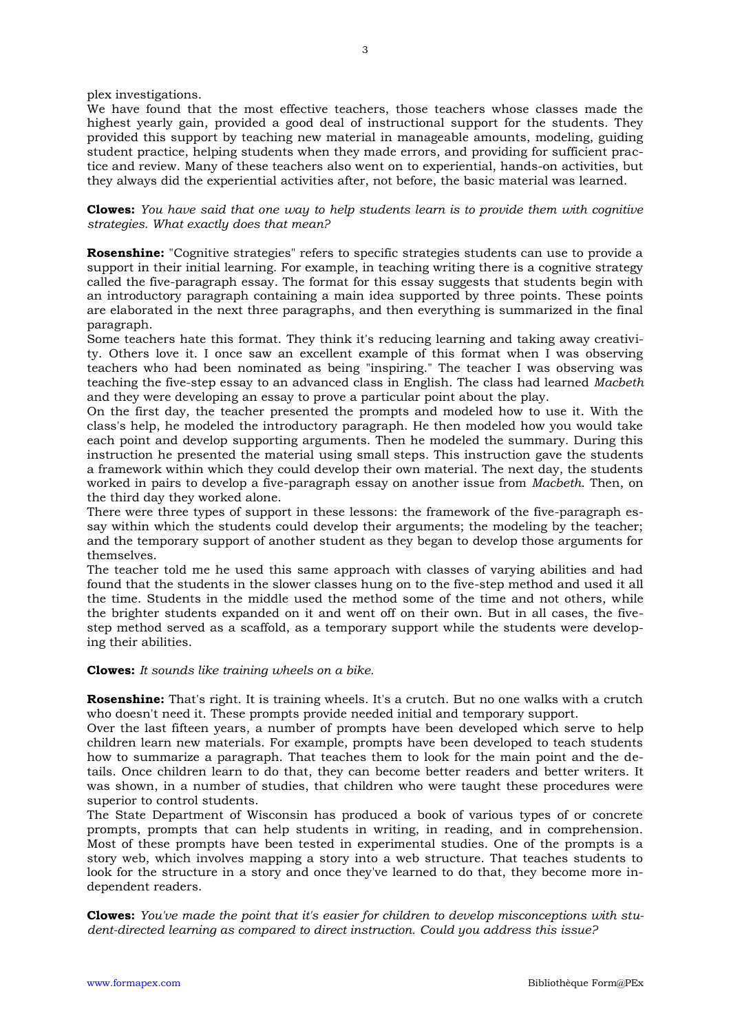plex investigations.

We have found that the most effective teachers, those teachers whose classes made the highest yearly gain, provided a good deal of instructional support for the students. They provided this support by teaching new material in manageable amounts, modeling, guiding student practice, helping students when they made errors, and providing for sufficient practice and review. Many of these teachers also went on to experiential, hands-on activities, but they always did the experiential activities after, not before, the basic material was learned.

**Clowes:** *You have said that one way to help students learn is to provide them with cognitive strategies. What exactly does that mean?*

**Rosenshine:** "Cognitive strategies" refers to specific strategies students can use to provide a support in their initial learning. For example, in teaching writing there is a cognitive strategy called the five-paragraph essay. The format for this essay suggests that students begin with an introductory paragraph containing a main idea supported by three points. These points are elaborated in the next three paragraphs, and then everything is summarized in the final paragraph.

Some teachers hate this format. They think it's reducing learning and taking away creativity. Others love it. I once saw an excellent example of this format when I was observing teachers who had been nominated as being "inspiring." The teacher I was observing was teaching the five-step essay to an advanced class in English. The class had learned *Macbeth* and they were developing an essay to prove a particular point about the play.

On the first day, the teacher presented the prompts and modeled how to use it. With the class's help, he modeled the introductory paragraph. He then modeled how you would take each point and develop supporting arguments. Then he modeled the summary. During this instruction he presented the material using small steps. This instruction gave the students a framework within which they could develop their own material. The next day, the students worked in pairs to develop a five-paragraph essay on another issue from *Macbeth*. Then, on the third day they worked alone.

There were three types of support in these lessons: the framework of the five-paragraph essay within which the students could develop their arguments; the modeling by the teacher; and the temporary support of another student as they began to develop those arguments for themselves.

The teacher told me he used this same approach with classes of varying abilities and had found that the students in the slower classes hung on to the five-step method and used it all the time. Students in the middle used the method some of the time and not others, while the brighter students expanded on it and went off on their own. But in all cases, the five-step method served as a scaffold, as a temporary support while the students were developing their abilities.

**Clowes:** *It sounds like training wheels on a bike.*

**Rosenshine:** That's right. It is training wheels. It's a crutch. But no one walks with a crutch who doesn't need it. These prompts provide needed initial and temporary support.

Over the last fifteen years, a number of prompts have been developed which serve to help children learn new materials. For example, prompts have been developed to teach students how to summarize a paragraph. That teaches them to look for the main point and the details. Once children learn to do that, they can become better readers and better writers. It was shown, in a number of studies, that children who were taught these procedures were superior to control students.

The State Department of Wisconsin has produced a book of various types of or concrete prompts, prompts that can help students in writing, in reading, and in comprehension. Most of these prompts have been tested in experimental studies. One of the prompts is a story web, which involves mapping a story into a web structure. That teaches students to look for the structure in a story and once they've learned to do that, they become more independent readers.

**Clowes:** *You've made the point that it's easier for children to develop misconceptions with student-directed learning as compared to direct instruction. Could you address this issue?*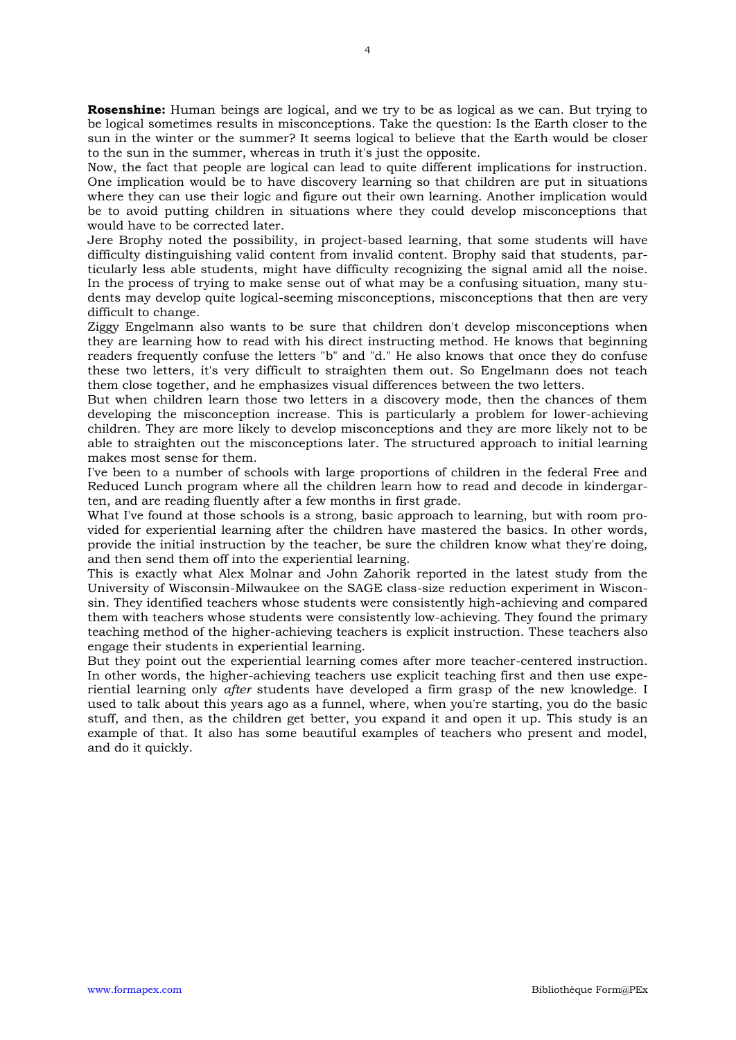**Rosenshine:** Human beings are logical, and we try to be as logical as we can. But trying to be logical sometimes results in misconceptions. Take the question: Is the Earth closer to the sun in the winter or the summer? It seems logical to believe that the Earth would be closer to the sun in the summer, whereas in truth it's just the opposite.

Now, the fact that people are logical can lead to quite different implications for instruction. One implication would be to have discovery learning so that children are put in situations where they can use their logic and figure out their own learning. Another implication would be to avoid putting children in situations where they could develop misconceptions that would have to be corrected later.

Jere Brophy noted the possibility, in project-based learning, that some students will have difficulty distinguishing valid content from invalid content. Brophy said that students, particularly less able students, might have difficulty recognizing the signal amid all the noise. In the process of trying to make sense out of what may be a confusing situation, many students may develop quite logical-seeming misconceptions, misconceptions that then are very difficult to change.

Ziggy Engelmann also wants to be sure that children don't develop misconceptions when they are learning how to read with his direct instructing method. He knows that beginning readers frequently confuse the letters "b" and "d." He also knows that once they do confuse these two letters, it's very difficult to straighten them out. So Engelmann does not teach them close together, and he emphasizes visual differences between the two letters.

But when children learn those two letters in a discovery mode, then the chances of them developing the misconception increase. This is particularly a problem for lower-achieving children. They are more likely to develop misconceptions and they are more likely not to be able to straighten out the misconceptions later. The structured approach to initial learning makes most sense for them.

I've been to a number of schools with large proportions of children in the federal Free and Reduced Lunch program where all the children learn how to read and decode in kindergarten, and are reading fluently after a few months in first grade.

What I've found at those schools is a strong, basic approach to learning, but with room provided for experiential learning after the children have mastered the basics. In other words, provide the initial instruction by the teacher, be sure the children know what they're doing, and then send them off into the experiential learning.

This is exactly what Alex Molnar and John Zahorik reported in the latest study from the University of Wisconsin-Milwaukee on the SAGE class-size reduction experiment in Wisconsin. They identified teachers whose students were consistently high-achieving and compared them with teachers whose students were consistently low-achieving. They found the primary teaching method of the higher-achieving teachers is explicit instruction. These teachers also engage their students in experiential learning.

But they point out the experiential learning comes after more teacher-centered instruction. In other words, the higher-achieving teachers use explicit teaching first and then use experiential learning only *after* students have developed a firm grasp of the new knowledge. I used to talk about this years ago as a funnel, where, when you're starting, you do the basic stuff, and then, as the children get better, you expand it and open it up. This study is an example of that. It also has some beautiful examples of teachers who present and model, and do it quickly.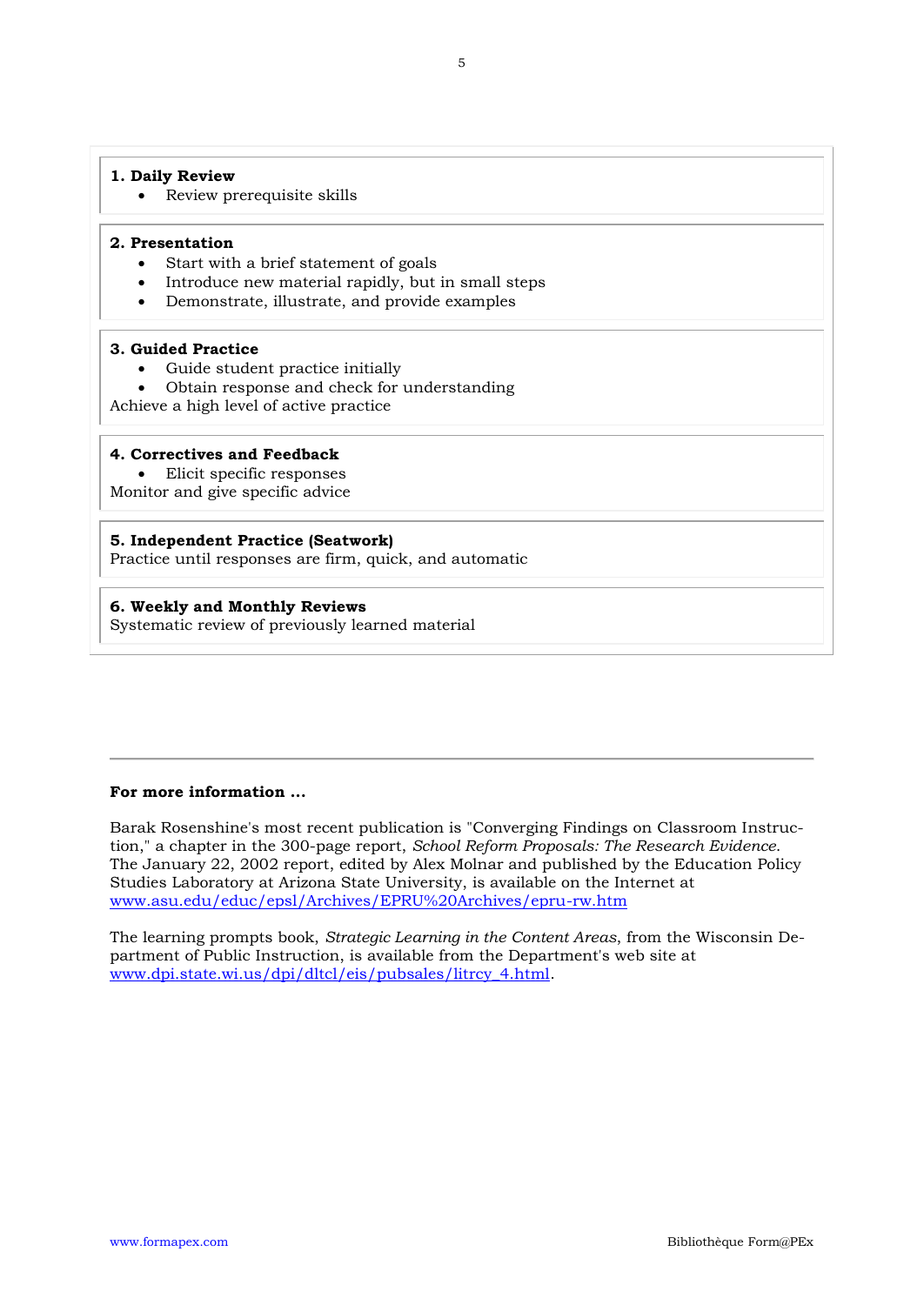**1. Daily Review**

- Review prerequisite skills

**2. Presentation**

- Start with a brief statement of goals
- Introduce new material rapidly, but in small steps
- Demonstrate, illustrate, and provide examples

**3. Guided Practice**

- Guide student practice initially
- Obtain response and check for understanding

Achieve a high level of active practice

**4. Correctives and Feedback**

- Elicit specific responses

Monitor and give specific advice

**5. Independent Practice (Seatwork)**

Practice until responses are firm, quick, and automatic

**6. Weekly and Monthly Reviews**

Systematic review of previously learned material

---

**For more information ...**

Barak Rosenshine's most recent publication is "Converging Findings on Classroom Instruction," a chapter in the 300-page report, *School Reform Proposals: The Research Evidence*. The January 22, 2002 report, edited by Alex Molnar and published by the Education Policy Studies Laboratory at Arizona State University, is available on the Internet at [www.asu.edu/educ/epsl/Archives/EPRU%20Archives/epru-rw.htm](www.asu.edu/educ/epsl/Archives/EPRU%20Archives/epru-rw.htm)

The learning prompts book, *Strategic Learning in the Content Areas*, from the Wisconsin Department of Public Instruction, is available from the Department's web site at [www.dpi.state.wi.us/dpi/dltcl/eis/pubsales/litrcy_4.html](www.dpi.state.wi.us/dpi/dltcl/eis/pubsales/litrcy_4.html).